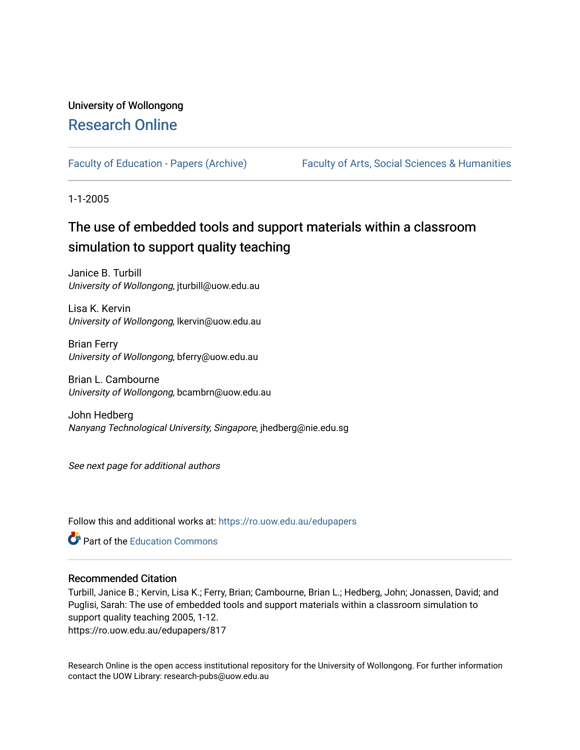University of Wollongong

# Research Online

Faculty of Education - Papers (Archive) | Faculty of Arts, Social Sciences & Humanities

1-1-2005

## The use of embedded tools and support materials within a classroom simulation to support quality teaching

Janice B. Turbill
*University of Wollongong*, jturbill@uow.edu.au

Lisa K. Kervin
*University of Wollongong*, lkervin@uow.edu.au

Brian Ferry
*University of Wollongong*, bferry@uow.edu.au

Brian L. Cambourne
*University of Wollongong*, bcambrn@uow.edu.au

John Hedberg
*Nanyang Technological University, Singapore*, jhedberg@nie.edu.sg

*See next page for additional authors*

Follow this and additional works at: https://ro.uow.edu.au/edupapers

Part of the Education Commons

### Recommended Citation

Turbill, Janice B.; Kervin, Lisa K.; Ferry, Brian; Cambourne, Brian L.; Hedberg, John; Jonassen, David; and Puglisi, Sarah: The use of embedded tools and support materials within a classroom simulation to support quality teaching 2005, 1-12.
https://ro.uow.edu.au/edupapers/817

Research Online is the open access institutional repository for the University of Wollongong. For further information contact the UOW Library: research-pubs@uow.edu.au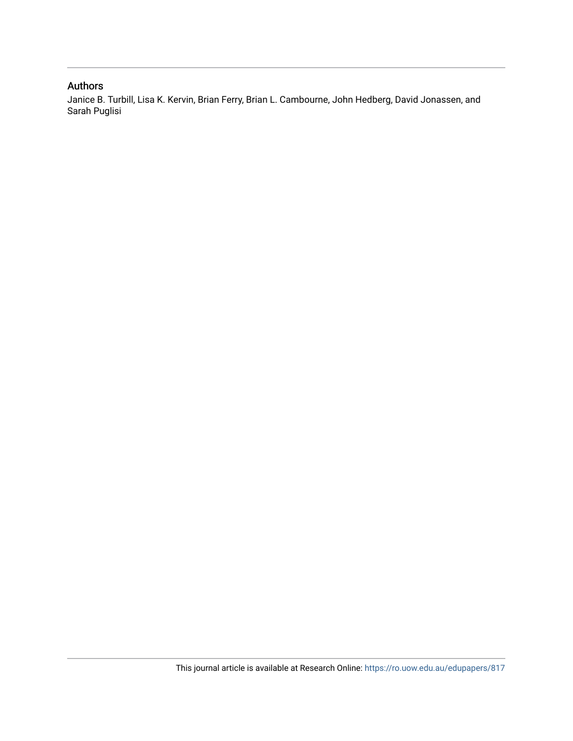## Authors

Janice B. Turbill, Lisa K. Kervin, Brian Ferry, Brian L. Cambourne, John Hedberg, David Jonassen, and Sarah Puglisi

This journal article is available at Research Online: https://ro.uow.edu.au/edupapers/817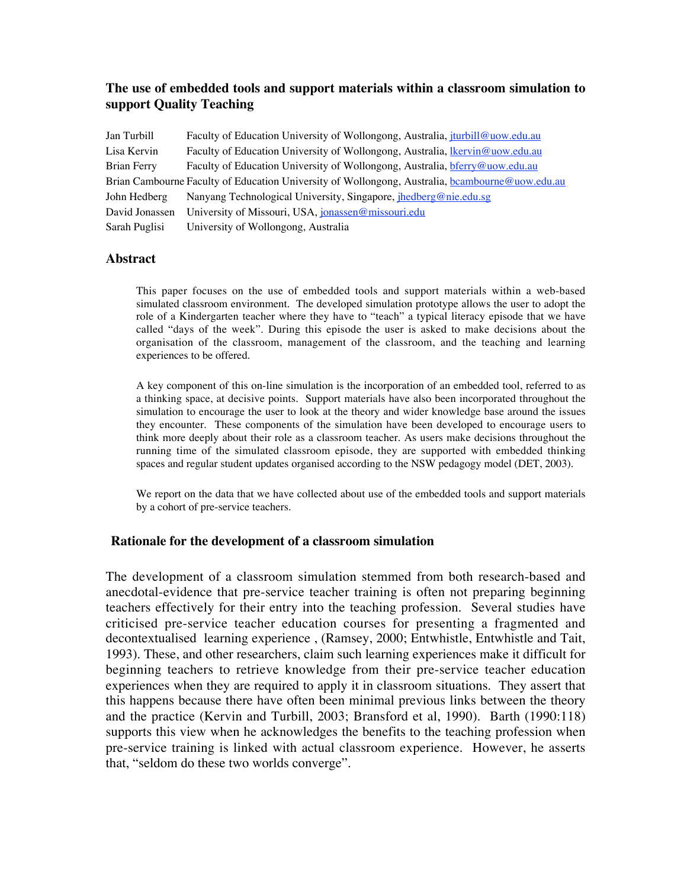# The use of embedded tools and support materials within a classroom simulation to support Quality Teaching

| | |
|---|---|
| Jan Turbill | Faculty of Education University of Wollongong, Australia, jturbill@uow.edu.au |
| Lisa Kervin | Faculty of Education University of Wollongong, Australia, lkervin@uow.edu.au |
| Brian Ferry | Faculty of Education University of Wollongong, Australia, bferry@uow.edu.au |
| Brian Cambourne | Faculty of Education University of Wollongong, Australia, bcambourne@uow.edu.au |
| John Hedberg | Nanyang Technological University, Singapore, jhedberg@nie.edu.sg |
| David Jonassen | University of Missouri, USA, jonassen@missouri.edu |
| Sarah Puglisi | University of Wollongong, Australia |

## Abstract

This paper focuses on the use of embedded tools and support materials within a web-based simulated classroom environment. The developed simulation prototype allows the user to adopt the role of a Kindergarten teacher where they have to "teach" a typical literacy episode that we have called "days of the week". During this episode the user is asked to make decisions about the organisation of the classroom, management of the classroom, and the teaching and learning experiences to be offered.

A key component of this on-line simulation is the incorporation of an embedded tool, referred to as a thinking space, at decisive points. Support materials have also been incorporated throughout the simulation to encourage the user to look at the theory and wider knowledge base around the issues they encounter. These components of the simulation have been developed to encourage users to think more deeply about their role as a classroom teacher. As users make decisions throughout the running time of the simulated classroom episode, they are supported with embedded thinking spaces and regular student updates organised according to the NSW pedagogy model (DET, 2003).

We report on the data that we have collected about use of the embedded tools and support materials by a cohort of pre-service teachers.

## Rationale for the development of a classroom simulation

The development of a classroom simulation stemmed from both research-based and anecdotal-evidence that pre-service teacher training is often not preparing beginning teachers effectively for their entry into the teaching profession. Several studies have criticised pre-service teacher education courses for presenting a fragmented and decontextualised learning experience , (Ramsey, 2000; Entwhistle, Entwhistle and Tait, 1993). These, and other researchers, claim such learning experiences make it difficult for beginning teachers to retrieve knowledge from their pre-service teacher education experiences when they are required to apply it in classroom situations. They assert that this happens because there have often been minimal previous links between the theory and the practice (Kervin and Turbill, 2003; Bransford et al, 1990). Barth (1990:118) supports this view when he acknowledges the benefits to the teaching profession when pre-service training is linked with actual classroom experience. However, he asserts that, "seldom do these two worlds converge".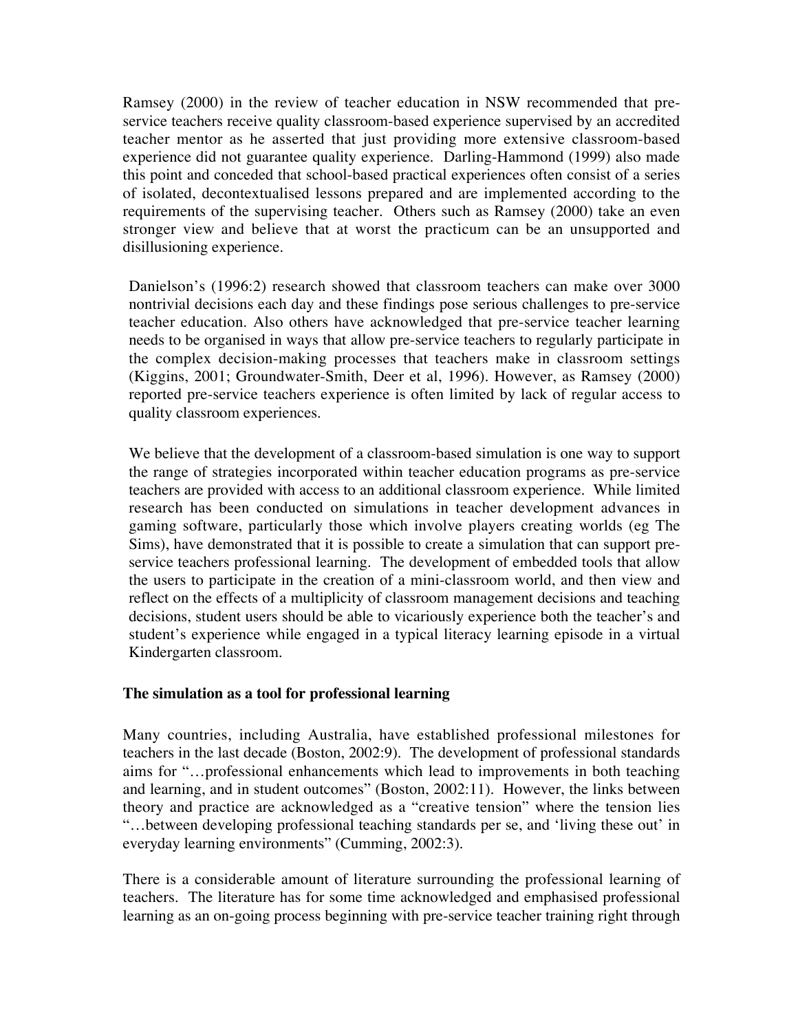Ramsey (2000) in the review of teacher education in NSW recommended that pre-service teachers receive quality classroom-based experience supervised by an accredited teacher mentor as he asserted that just providing more extensive classroom-based experience did not guarantee quality experience. Darling-Hammond (1999) also made this point and conceded that school-based practical experiences often consist of a series of isolated, decontextualised lessons prepared and are implemented according to the requirements of the supervising teacher. Others such as Ramsey (2000) take an even stronger view and believe that at worst the practicum can be an unsupported and disillusioning experience.

Danielson's (1996:2) research showed that classroom teachers can make over 3000 nontrivial decisions each day and these findings pose serious challenges to pre-service teacher education. Also others have acknowledged that pre-service teacher learning needs to be organised in ways that allow pre-service teachers to regularly participate in the complex decision-making processes that teachers make in classroom settings (Kiggins, 2001; Groundwater-Smith, Deer et al, 1996). However, as Ramsey (2000) reported pre-service teachers experience is often limited by lack of regular access to quality classroom experiences.

We believe that the development of a classroom-based simulation is one way to support the range of strategies incorporated within teacher education programs as pre-service teachers are provided with access to an additional classroom experience. While limited research has been conducted on simulations in teacher development advances in gaming software, particularly those which involve players creating worlds (eg The Sims), have demonstrated that it is possible to create a simulation that can support pre-service teachers professional learning. The development of embedded tools that allow the users to participate in the creation of a mini-classroom world, and then view and reflect on the effects of a multiplicity of classroom management decisions and teaching decisions, student users should be able to vicariously experience both the teacher's and student's experience while engaged in a typical literacy learning episode in a virtual Kindergarten classroom.

### The simulation as a tool for professional learning

Many countries, including Australia, have established professional milestones for teachers in the last decade (Boston, 2002:9). The development of professional standards aims for "…professional enhancements which lead to improvements in both teaching and learning, and in student outcomes" (Boston, 2002:11). However, the links between theory and practice are acknowledged as a "creative tension" where the tension lies "…between developing professional teaching standards per se, and 'living these out' in everyday learning environments" (Cumming, 2002:3).

There is a considerable amount of literature surrounding the professional learning of teachers. The literature has for some time acknowledged and emphasised professional learning as an on-going process beginning with pre-service teacher training right through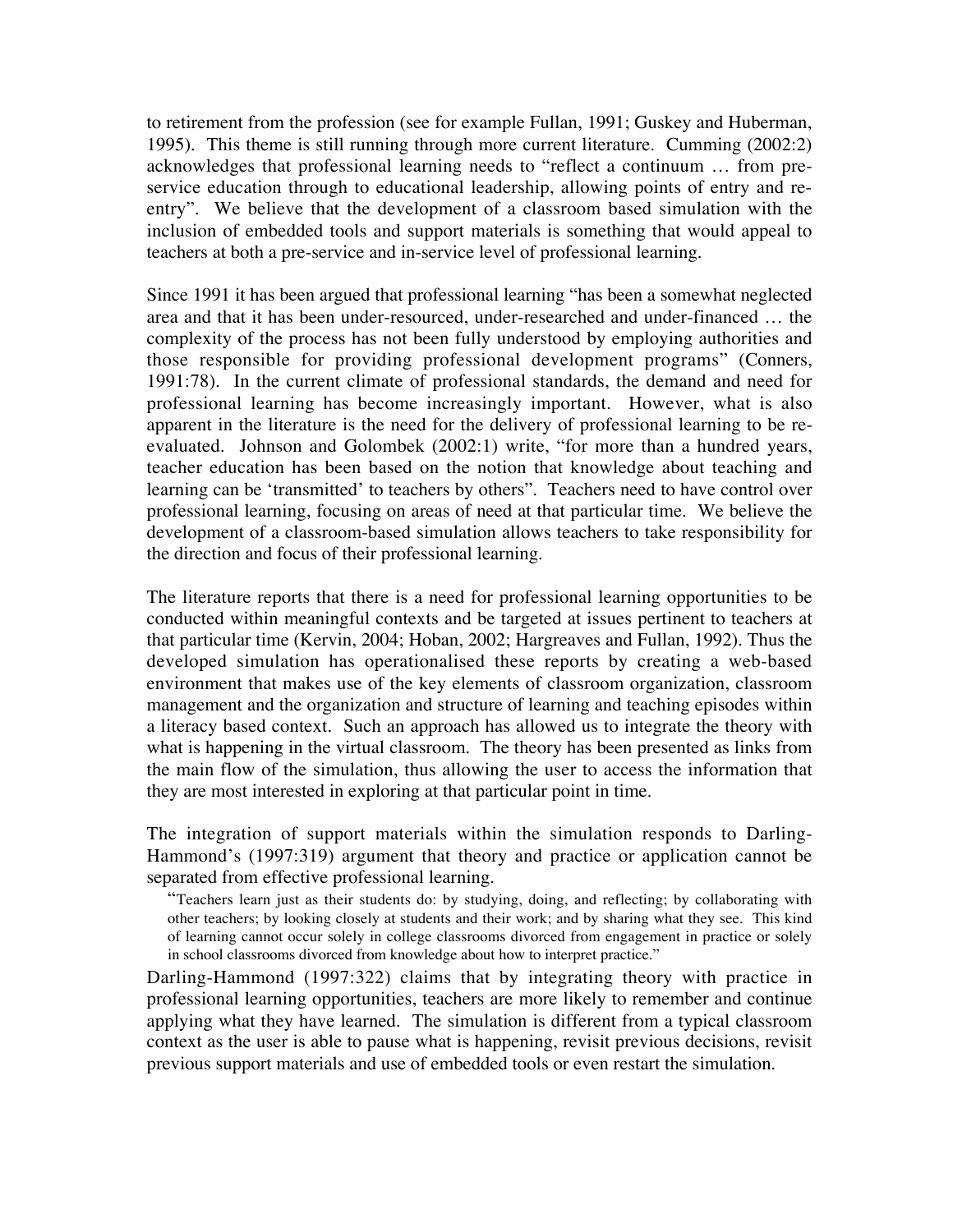to retirement from the profession (see for example Fullan, 1991; Guskey and Huberman, 1995). This theme is still running through more current literature. Cumming (2002:2) acknowledges that professional learning needs to "reflect a continuum … from pre-service education through to educational leadership, allowing points of entry and re-entry". We believe that the development of a classroom based simulation with the inclusion of embedded tools and support materials is something that would appeal to teachers at both a pre-service and in-service level of professional learning.

Since 1991 it has been argued that professional learning "has been a somewhat neglected area and that it has been under-resourced, under-researched and under-financed … the complexity of the process has not been fully understood by employing authorities and those responsible for providing professional development programs" (Conners, 1991:78). In the current climate of professional standards, the demand and need for professional learning has become increasingly important. However, what is also apparent in the literature is the need for the delivery of professional learning to be re-evaluated. Johnson and Golombek (2002:1) write, "for more than a hundred years, teacher education has been based on the notion that knowledge about teaching and learning can be 'transmitted' to teachers by others". Teachers need to have control over professional learning, focusing on areas of need at that particular time. We believe the development of a classroom-based simulation allows teachers to take responsibility for the direction and focus of their professional learning.

The literature reports that there is a need for professional learning opportunities to be conducted within meaningful contexts and be targeted at issues pertinent to teachers at that particular time (Kervin, 2004; Hoban, 2002; Hargreaves and Fullan, 1992). Thus the developed simulation has operationalised these reports by creating a web-based environment that makes use of the key elements of classroom organization, classroom management and the organization and structure of learning and teaching episodes within a literacy based context. Such an approach has allowed us to integrate the theory with what is happening in the virtual classroom. The theory has been presented as links from the main flow of the simulation, thus allowing the user to access the information that they are most interested in exploring at that particular point in time.

The integration of support materials within the simulation responds to Darling-Hammond's (1997:319) argument that theory and practice or application cannot be separated from effective professional learning.

> "Teachers learn just as their students do: by studying, doing, and reflecting; by collaborating with other teachers; by looking closely at students and their work; and by sharing what they see. This kind of learning cannot occur solely in college classrooms divorced from engagement in practice or solely in school classrooms divorced from knowledge about how to interpret practice."

Darling-Hammond (1997:322) claims that by integrating theory with practice in professional learning opportunities, teachers are more likely to remember and continue applying what they have learned. The simulation is different from a typical classroom context as the user is able to pause what is happening, revisit previous decisions, revisit previous support materials and use of embedded tools or even restart the simulation.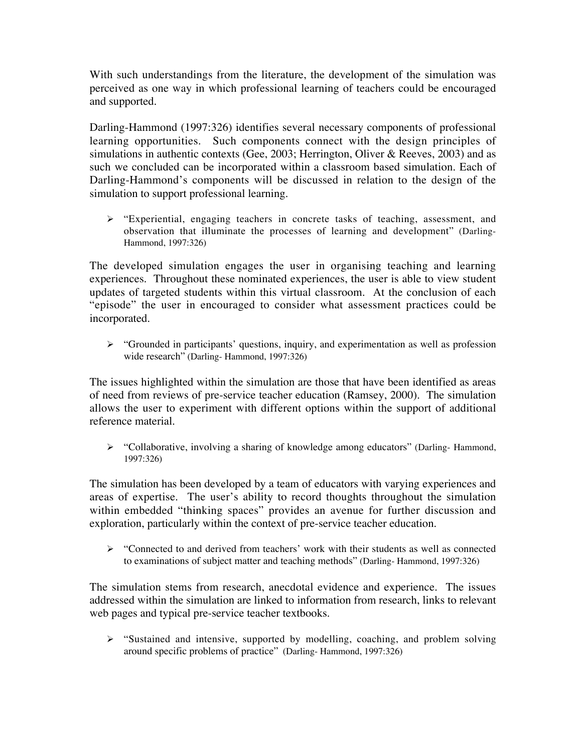With such understandings from the literature, the development of the simulation was perceived as one way in which professional learning of teachers could be encouraged and supported.

Darling-Hammond (1997:326) identifies several necessary components of professional learning opportunities. Such components connect with the design principles of simulations in authentic contexts (Gee, 2003; Herrington, Oliver & Reeves, 2003) and as such we concluded can be incorporated within a classroom based simulation. Each of Darling-Hammond's components will be discussed in relation to the design of the simulation to support professional learning.

- "Experiential, engaging teachers in concrete tasks of teaching, assessment, and observation that illuminate the processes of learning and development" (Darling-Hammond, 1997:326)

The developed simulation engages the user in organising teaching and learning experiences. Throughout these nominated experiences, the user is able to view student updates of targeted students within this virtual classroom. At the conclusion of each "episode" the user in encouraged to consider what assessment practices could be incorporated.

- "Grounded in participants' questions, inquiry, and experimentation as well as profession wide research" (Darling- Hammond, 1997:326)

The issues highlighted within the simulation are those that have been identified as areas of need from reviews of pre-service teacher education (Ramsey, 2000). The simulation allows the user to experiment with different options within the support of additional reference material.

- "Collaborative, involving a sharing of knowledge among educators" (Darling- Hammond, 1997:326)

The simulation has been developed by a team of educators with varying experiences and areas of expertise. The user's ability to record thoughts throughout the simulation within embedded "thinking spaces" provides an avenue for further discussion and exploration, particularly within the context of pre-service teacher education.

- "Connected to and derived from teachers' work with their students as well as connected to examinations of subject matter and teaching methods" (Darling- Hammond, 1997:326)

The simulation stems from research, anecdotal evidence and experience. The issues addressed within the simulation are linked to information from research, links to relevant web pages and typical pre-service teacher textbooks.

- "Sustained and intensive, supported by modelling, coaching, and problem solving around specific problems of practice" (Darling- Hammond, 1997:326)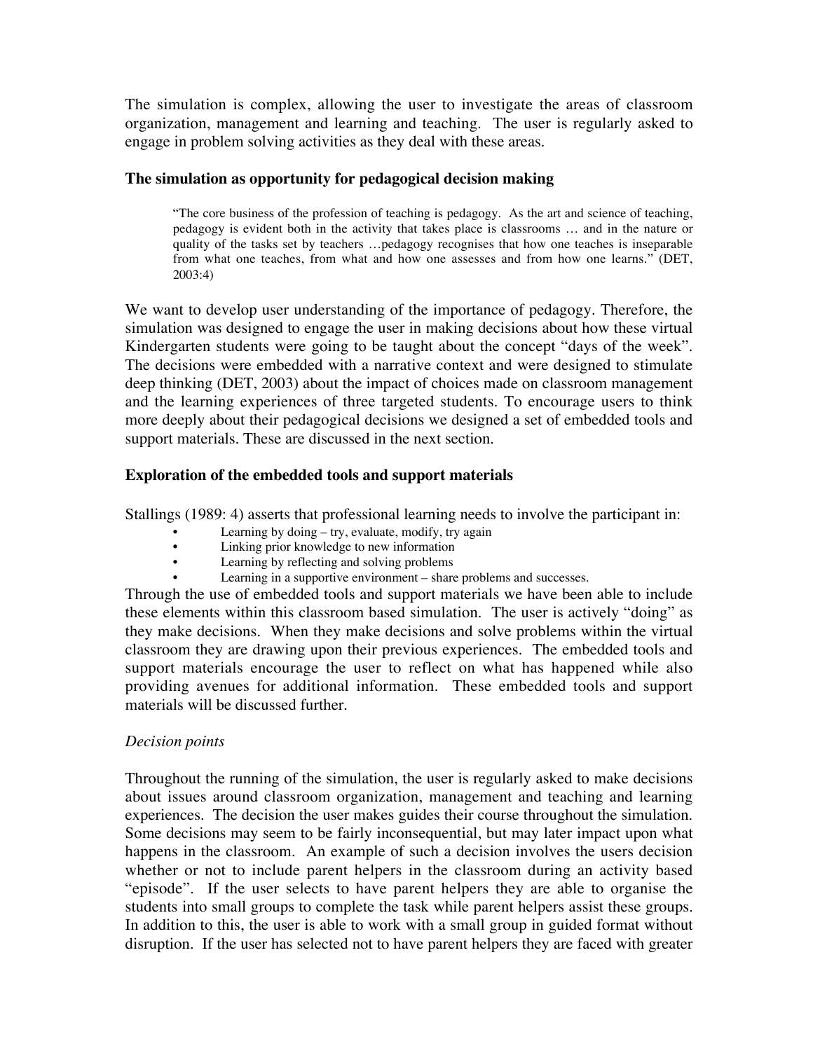The simulation is complex, allowing the user to investigate the areas of classroom organization, management and learning and teaching. The user is regularly asked to engage in problem solving activities as they deal with these areas.

### The simulation as opportunity for pedagogical decision making

> "The core business of the profession of teaching is pedagogy. As the art and science of teaching, pedagogy is evident both in the activity that takes place is classrooms … and in the nature or quality of the tasks set by teachers …pedagogy recognises that how one teaches is inseparable from what one teaches, from what and how one assesses and from how one learns." (DET, 2003:4)

We want to develop user understanding of the importance of pedagogy. Therefore, the simulation was designed to engage the user in making decisions about how these virtual Kindergarten students were going to be taught about the concept "days of the week". The decisions were embedded with a narrative context and were designed to stimulate deep thinking (DET, 2003) about the impact of choices made on classroom management and the learning experiences of three targeted students. To encourage users to think more deeply about their pedagogical decisions we designed a set of embedded tools and support materials. These are discussed in the next section.

### Exploration of the embedded tools and support materials

Stallings (1989: 4) asserts that professional learning needs to involve the participant in:

- Learning by doing – try, evaluate, modify, try again
- Linking prior knowledge to new information
- Learning by reflecting and solving problems
- Learning in a supportive environment – share problems and successes.

Through the use of embedded tools and support materials we have been able to include these elements within this classroom based simulation. The user is actively "doing" as they make decisions. When they make decisions and solve problems within the virtual classroom they are drawing upon their previous experiences. The embedded tools and support materials encourage the user to reflect on what has happened while also providing avenues for additional information. These embedded tools and support materials will be discussed further.

#### *Decision points*

Throughout the running of the simulation, the user is regularly asked to make decisions about issues around classroom organization, management and teaching and learning experiences. The decision the user makes guides their course throughout the simulation. Some decisions may seem to be fairly inconsequential, but may later impact upon what happens in the classroom. An example of such a decision involves the users decision whether or not to include parent helpers in the classroom during an activity based "episode". If the user selects to have parent helpers they are able to organise the students into small groups to complete the task while parent helpers assist these groups. In addition to this, the user is able to work with a small group in guided format without disruption. If the user has selected not to have parent helpers they are faced with greater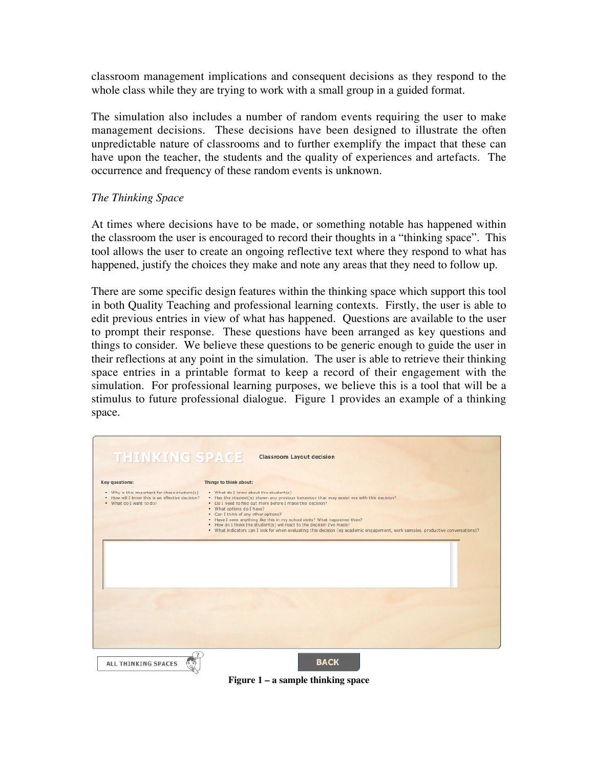classroom management implications and consequent decisions as they respond to the whole class while they are trying to work with a small group in a guided format.

The simulation also includes a number of random events requiring the user to make management decisions. These decisions have been designed to illustrate the often unpredictable nature of classrooms and to further exemplify the impact that these can have upon the teacher, the students and the quality of experiences and artefacts. The occurrence and frequency of these random events is unknown.

*The Thinking Space*

At times where decisions have to be made, or something notable has happened within the classroom the user is encouraged to record their thoughts in a "thinking space". This tool allows the user to create an ongoing reflective text where they respond to what has happened, justify the choices they make and note any areas that they need to follow up.

There are some specific design features within the thinking space which support this tool in both Quality Teaching and professional learning contexts. Firstly, the user is able to edit previous entries in view of what has happened. Questions are available to the user to prompt their response. These questions have been arranged as key questions and things to consider. We believe these questions to be generic enough to guide the user in their reflections at any point in the simulation. The user is able to retrieve their thinking space entries in a printable format to keep a record of their engagement with the simulation. For professional learning purposes, we believe this is a tool that will be a stimulus to future professional dialogue. Figure 1 provides an example of a thinking space.

THINKING SPACE — Classroom Layout decision

Key questions:

- Why is this important for these student(s)
- How will I know this is an effective decision?
- What do I want to do?

Things to think about:

- What do I know about the student(s)
- Has the student(s) shown any previous behaviour that may assist me with this decision?
- Do I need to find out more before I make this decision?
- What options do I have?
- Can I think of any other options?
- Have I seen anything like this in my school visits? What happened then?
- How do I think the student(s) will react to the decision I've made?
- What indicators can I look for when evaluating this decision (eg academic engagement, work samples, productive conversations)?

ALL THINKING SPACES | BACK

**Figure 1 – a sample thinking space**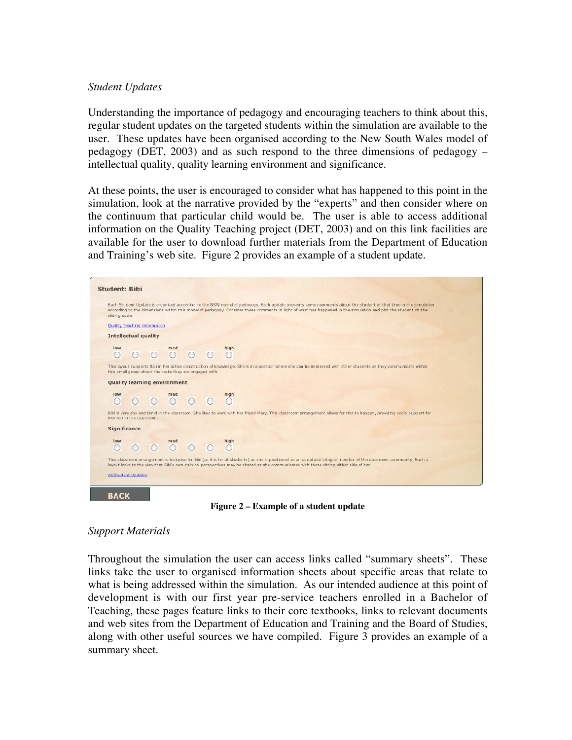*Student Updates*

Understanding the importance of pedagogy and encouraging teachers to think about this, regular student updates on the targeted students within the simulation are available to the user. These updates have been organised according to the New South Wales model of pedagogy (DET, 2003) and as such respond to the three dimensions of pedagogy – intellectual quality, quality learning environment and significance.

At these points, the user is encouraged to consider what has happened to this point in the simulation, look at the narrative provided by the "experts" and then consider where on the continuum that particular child would be. The user is able to access additional information on the Quality Teaching project (DET, 2003) and on this link facilities are available for the user to download further materials from the Department of Education and Training's web site. Figure 2 provides an example of a student update.

**Student: Bibi**

Each Student Update is organised according to the NSW model of pedagogy. Each update presents some comments about the student at that time in the simulation according to the dimensions within this model of pedagogy. Consider these comments in light of what has happened in the simulation and plot the student on the sliding scale.

Quality Teaching Information

**Intellectual quality**

low ○ ○ ○ med ○ ○ ○ high ○

This layout supports Bibi in her active construction of knowledge. She is in a position where she can be immersed with other students as they communicate within this small group about the tasks they are engaged with.

**Quality learning environment**

low ○ ○ ○ med ○ ○ ○ high ○

Bibi is very shy and timid in the classroom. She likes to work with her friend Mary. This classroom arrangement allows for this to happen, providing social support for Bibi within the classroom.

**Significance**

low ○ ○ ○ med ○ ○ ○ high ○

This classroom arrangement is inclusive for Bibi (as it is for all students) as she is positioned as an equal and integral member of the classroom community. Such a layout looks to the view that Bibi's own cultural perspectives may be shared as she communicates with those sitting either side of her.

All Student Updates

BACK

**Figure 2 – Example of a student update**

*Support Materials*

Throughout the simulation the user can access links called "summary sheets". These links take the user to organised information sheets about specific areas that relate to what is being addressed within the simulation. As our intended audience at this point of development is with our first year pre-service teachers enrolled in a Bachelor of Teaching, these pages feature links to their core textbooks, links to relevant documents and web sites from the Department of Education and Training and the Board of Studies, along with other useful sources we have compiled. Figure 3 provides an example of a summary sheet.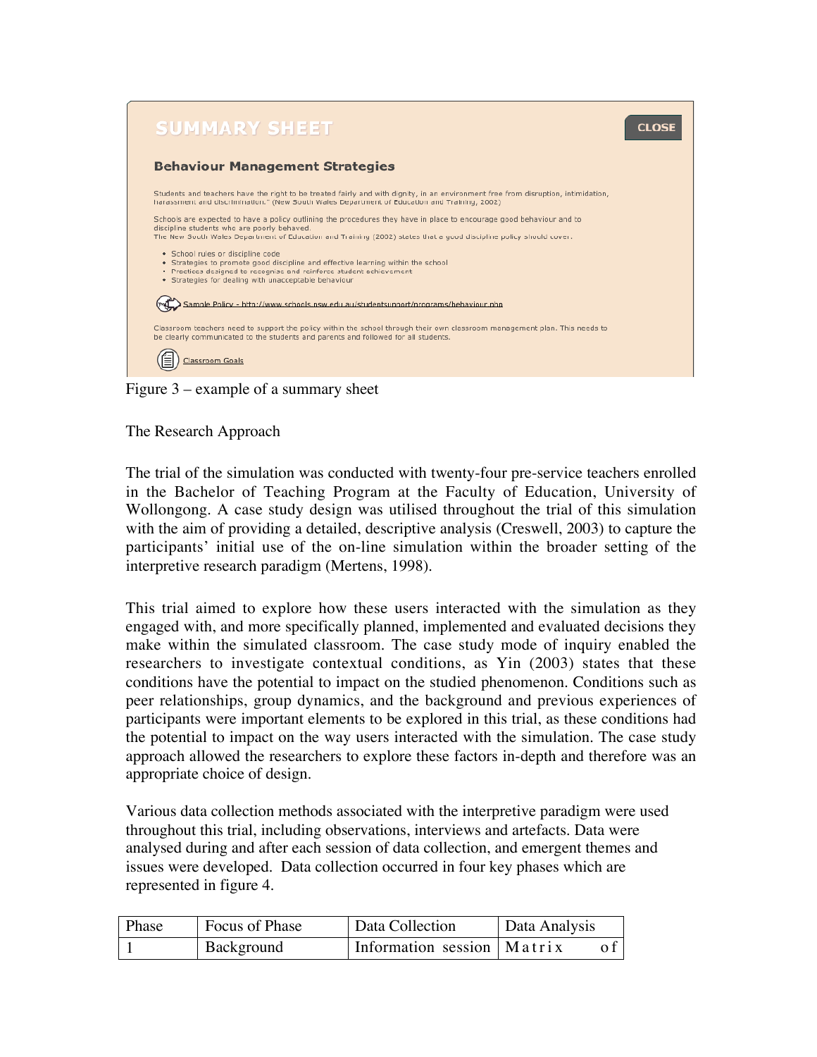SUMMARY SHEET

CLOSE

**Behaviour Management Strategies**

Students and teachers have the right to be treated fairly and with dignity, in an environment free from disruption, intimidation, harassment and discrimination." (New South Wales Department of Education and Training, 2002)

Schools are expected to have a policy outlining the procedures they have in place to encourage good behaviour and to discipline students who are poorly behaved.
The New South Wales Department of Education and Training (2002) states that a good discipline policy should cover:

- School rules or discipline code
- Strategies to promote good discipline and effective learning within the school
- Practices designed to recognise and reinforce student achievement
- Strategies for dealing with unacceptable behaviour

Sample Policy - http://www.schools.nsw.edu.au/studentsupport/programs/behaviour.php

Classroom teachers need to support the policy within the school through their own classroom management plan. This needs to be clearly communicated to the students and parents and followed for all students.

Classroom Goals

Figure 3 – example of a summary sheet

The Research Approach

The trial of the simulation was conducted with twenty-four pre-service teachers enrolled in the Bachelor of Teaching Program at the Faculty of Education, University of Wollongong. A case study design was utilised throughout the trial of this simulation with the aim of providing a detailed, descriptive analysis (Creswell, 2003) to capture the participants' initial use of the on-line simulation within the broader setting of the interpretive research paradigm (Mertens, 1998).

This trial aimed to explore how these users interacted with the simulation as they engaged with, and more specifically planned, implemented and evaluated decisions they make within the simulated classroom. The case study mode of inquiry enabled the researchers to investigate contextual conditions, as Yin (2003) states that these conditions have the potential to impact on the studied phenomenon. Conditions such as peer relationships, group dynamics, and the background and previous experiences of participants were important elements to be explored in this trial, as these conditions had the potential to impact on the way users interacted with the simulation. The case study approach allowed the researchers to explore these factors in-depth and therefore was an appropriate choice of design.

Various data collection methods associated with the interpretive paradigm were used throughout this trial, including observations, interviews and artefacts. Data were analysed during and after each session of data collection, and emergent themes and issues were developed. Data collection occurred in four key phases which are represented in figure 4.

| Phase | Focus of Phase | Data Collection | Data Analysis |
|---|---|---|---|
| 1 | Background | Information session | Matrix of |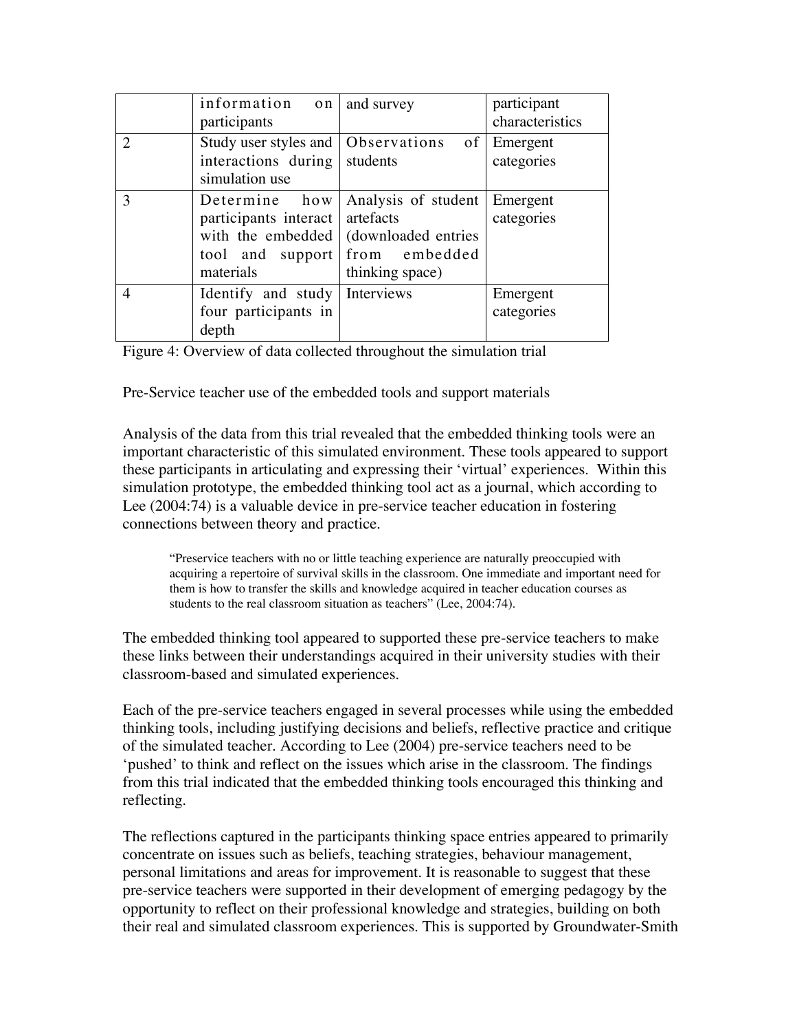|  | information on participants | and survey | participant characteristics |
|---|---|---|---|
| 2 | Study user styles and interactions during simulation use | Observations of students | Emergent categories |
| 3 | Determine how participants interact with the embedded tool and support materials | Analysis of student artefacts (downloaded entries from embedded thinking space) | Emergent categories |
| 4 | Identify and study four participants in depth | Interviews | Emergent categories |

Figure 4: Overview of data collected throughout the simulation trial

Pre-Service teacher use of the embedded tools and support materials

Analysis of the data from this trial revealed that the embedded thinking tools were an important characteristic of this simulated environment. These tools appeared to support these participants in articulating and expressing their 'virtual' experiences. Within this simulation prototype, the embedded thinking tool act as a journal, which according to Lee (2004:74) is a valuable device in pre-service teacher education in fostering connections between theory and practice.

> "Preservice teachers with no or little teaching experience are naturally preoccupied with acquiring a repertoire of survival skills in the classroom. One immediate and important need for them is how to transfer the skills and knowledge acquired in teacher education courses as students to the real classroom situation as teachers" (Lee, 2004:74).

The embedded thinking tool appeared to supported these pre-service teachers to make these links between their understandings acquired in their university studies with their classroom-based and simulated experiences.

Each of the pre-service teachers engaged in several processes while using the embedded thinking tools, including justifying decisions and beliefs, reflective practice and critique of the simulated teacher. According to Lee (2004) pre-service teachers need to be 'pushed' to think and reflect on the issues which arise in the classroom. The findings from this trial indicated that the embedded thinking tools encouraged this thinking and reflecting.

The reflections captured in the participants thinking space entries appeared to primarily concentrate on issues such as beliefs, teaching strategies, behaviour management, personal limitations and areas for improvement. It is reasonable to suggest that these pre-service teachers were supported in their development of emerging pedagogy by the opportunity to reflect on their professional knowledge and strategies, building on both their real and simulated classroom experiences. This is supported by Groundwater-Smith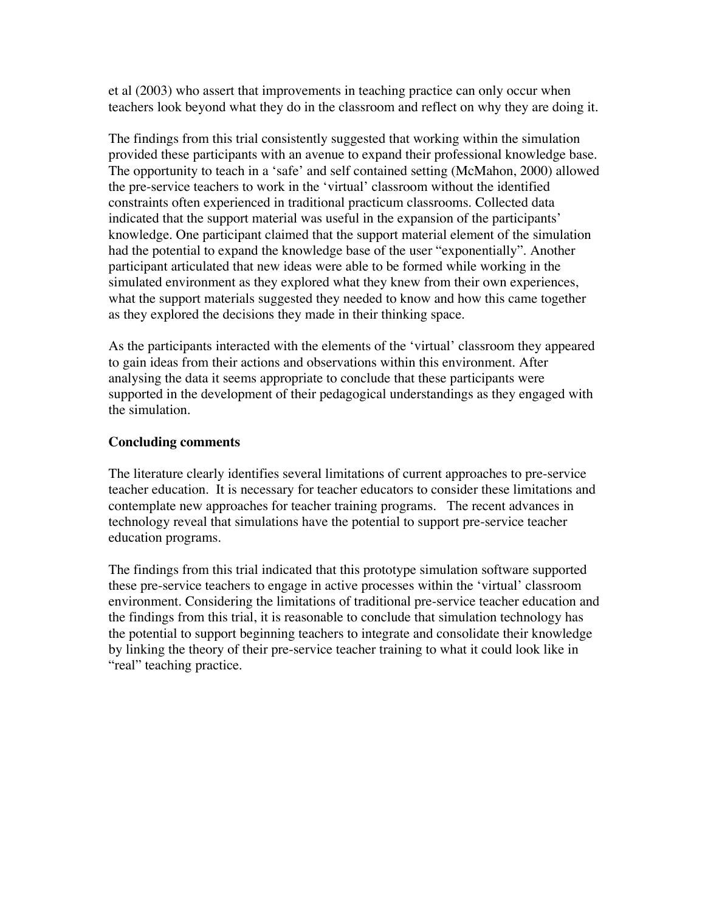et al (2003) who assert that improvements in teaching practice can only occur when teachers look beyond what they do in the classroom and reflect on why they are doing it.

The findings from this trial consistently suggested that working within the simulation provided these participants with an avenue to expand their professional knowledge base. The opportunity to teach in a 'safe' and self contained setting (McMahon, 2000) allowed the pre-service teachers to work in the 'virtual' classroom without the identified constraints often experienced in traditional practicum classrooms. Collected data indicated that the support material was useful in the expansion of the participants' knowledge. One participant claimed that the support material element of the simulation had the potential to expand the knowledge base of the user "exponentially". Another participant articulated that new ideas were able to be formed while working in the simulated environment as they explored what they knew from their own experiences, what the support materials suggested they needed to know and how this came together as they explored the decisions they made in their thinking space.

As the participants interacted with the elements of the 'virtual' classroom they appeared to gain ideas from their actions and observations within this environment. After analysing the data it seems appropriate to conclude that these participants were supported in the development of their pedagogical understandings as they engaged with the simulation.

**Concluding comments**

The literature clearly identifies several limitations of current approaches to pre-service teacher education. It is necessary for teacher educators to consider these limitations and contemplate new approaches for teacher training programs. The recent advances in technology reveal that simulations have the potential to support pre-service teacher education programs.

The findings from this trial indicated that this prototype simulation software supported these pre-service teachers to engage in active processes within the 'virtual' classroom environment. Considering the limitations of traditional pre-service teacher education and the findings from this trial, it is reasonable to conclude that simulation technology has the potential to support beginning teachers to integrate and consolidate their knowledge by linking the theory of their pre-service teacher training to what it could look like in "real" teaching practice.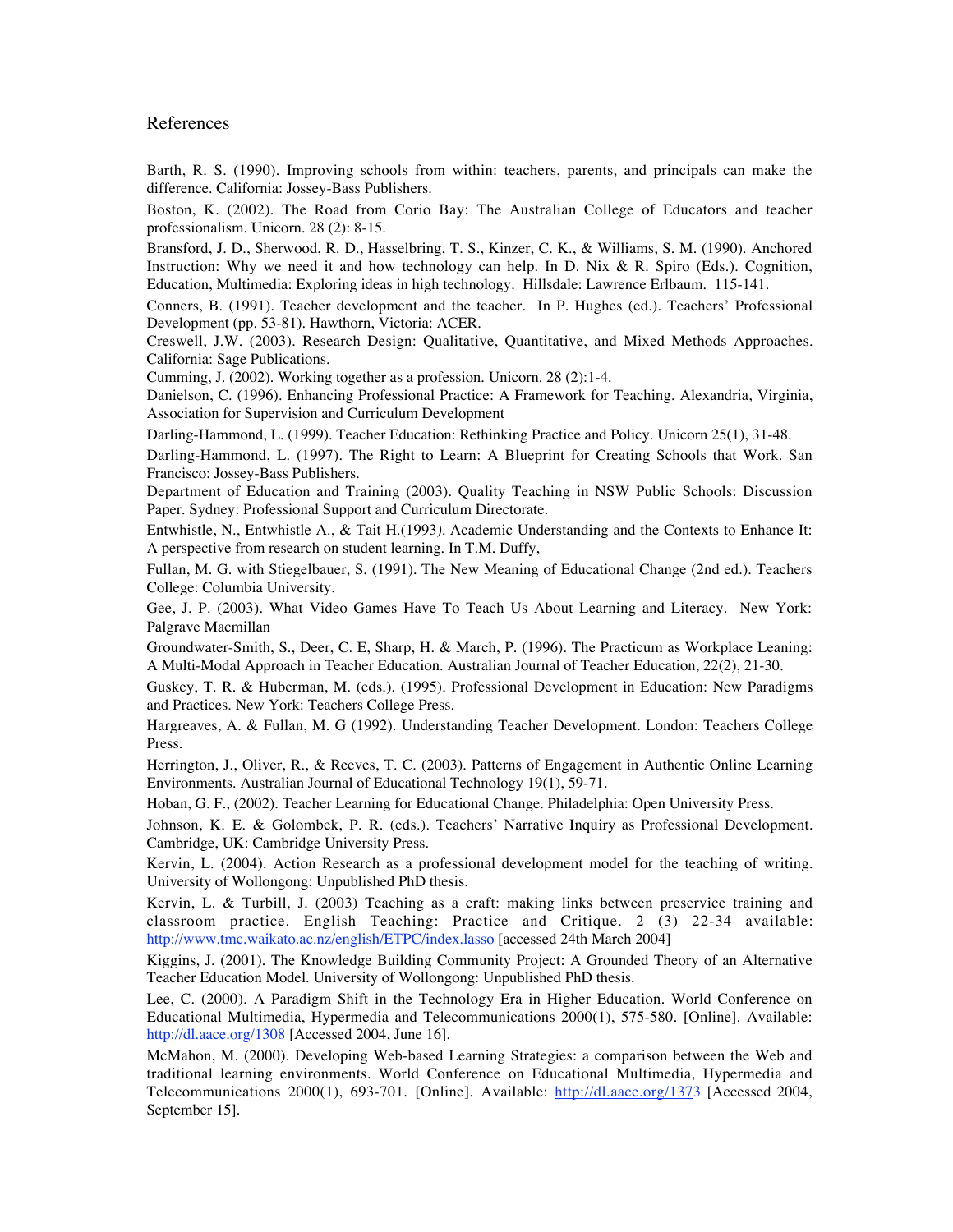## References

Barth, R. S. (1990). Improving schools from within: teachers, parents, and principals can make the difference. California: Jossey-Bass Publishers.

Boston, K. (2002). The Road from Corio Bay: The Australian College of Educators and teacher professionalism. Unicorn. 28 (2): 8-15.

Bransford, J. D., Sherwood, R. D., Hasselbring, T. S., Kinzer, C. K., & Williams, S. M. (1990). Anchored Instruction: Why we need it and how technology can help. In D. Nix & R. Spiro (Eds.). Cognition, Education, Multimedia: Exploring ideas in high technology. Hillsdale: Lawrence Erlbaum. 115-141.

Conners, B. (1991). Teacher development and the teacher. In P. Hughes (ed.). Teachers' Professional Development (pp. 53-81). Hawthorn, Victoria: ACER.

Creswell, J.W. (2003). Research Design: Qualitative, Quantitative, and Mixed Methods Approaches. California: Sage Publications.

Cumming, J. (2002). Working together as a profession. Unicorn. 28 (2):1-4.

Danielson, C. (1996). Enhancing Professional Practice: A Framework for Teaching. Alexandria, Virginia, Association for Supervision and Curriculum Development

Darling-Hammond, L. (1999). Teacher Education: Rethinking Practice and Policy. Unicorn 25(1), 31-48.

Darling-Hammond, L. (1997). The Right to Learn: A Blueprint for Creating Schools that Work. San Francisco: Jossey-Bass Publishers.

Department of Education and Training (2003). Quality Teaching in NSW Public Schools: Discussion Paper. Sydney: Professional Support and Curriculum Directorate.

Entwhistle, N., Entwhistle A., & Tait H.(1993). Academic Understanding and the Contexts to Enhance It: A perspective from research on student learning. In T.M. Duffy,

Fullan, M. G. with Stiegelbauer, S. (1991). The New Meaning of Educational Change (2nd ed.). Teachers College: Columbia University.

Gee, J. P. (2003). What Video Games Have To Teach Us About Learning and Literacy. New York: Palgrave Macmillan

Groundwater-Smith, S., Deer, C. E, Sharp, H. & March, P. (1996). The Practicum as Workplace Leaning: A Multi-Modal Approach in Teacher Education. Australian Journal of Teacher Education, 22(2), 21-30.

Guskey, T. R. & Huberman, M. (eds.). (1995). Professional Development in Education: New Paradigms and Practices. New York: Teachers College Press.

Hargreaves, A. & Fullan, M. G (1992). Understanding Teacher Development. London: Teachers College Press.

Herrington, J., Oliver, R., & Reeves, T. C. (2003). Patterns of Engagement in Authentic Online Learning Environments. Australian Journal of Educational Technology 19(1), 59-71.

Hoban, G. F., (2002). Teacher Learning for Educational Change. Philadelphia: Open University Press.

Johnson, K. E. & Golombek, P. R. (eds.). Teachers' Narrative Inquiry as Professional Development. Cambridge, UK: Cambridge University Press.

Kervin, L. (2004). Action Research as a professional development model for the teaching of writing. University of Wollongong: Unpublished PhD thesis.

Kervin, L. & Turbill, J. (2003) Teaching as a craft: making links between preservice training and classroom practice. English Teaching: Practice and Critique. 2 (3) 22-34 available: http://www.tmc.waikato.ac.nz/english/ETPC/index.lasso [accessed 24th March 2004]

Kiggins, J. (2001). The Knowledge Building Community Project: A Grounded Theory of an Alternative Teacher Education Model. University of Wollongong: Unpublished PhD thesis.

Lee, C. (2000). A Paradigm Shift in the Technology Era in Higher Education. World Conference on Educational Multimedia, Hypermedia and Telecommunications 2000(1), 575-580. [Online]. Available: http://dl.aace.org/1308 [Accessed 2004, June 16].

McMahon, M. (2000). Developing Web-based Learning Strategies: a comparison between the Web and traditional learning environments. World Conference on Educational Multimedia, Hypermedia and Telecommunications 2000(1), 693-701. [Online]. Available: http://dl.aace.org/1373 [Accessed 2004, September 15].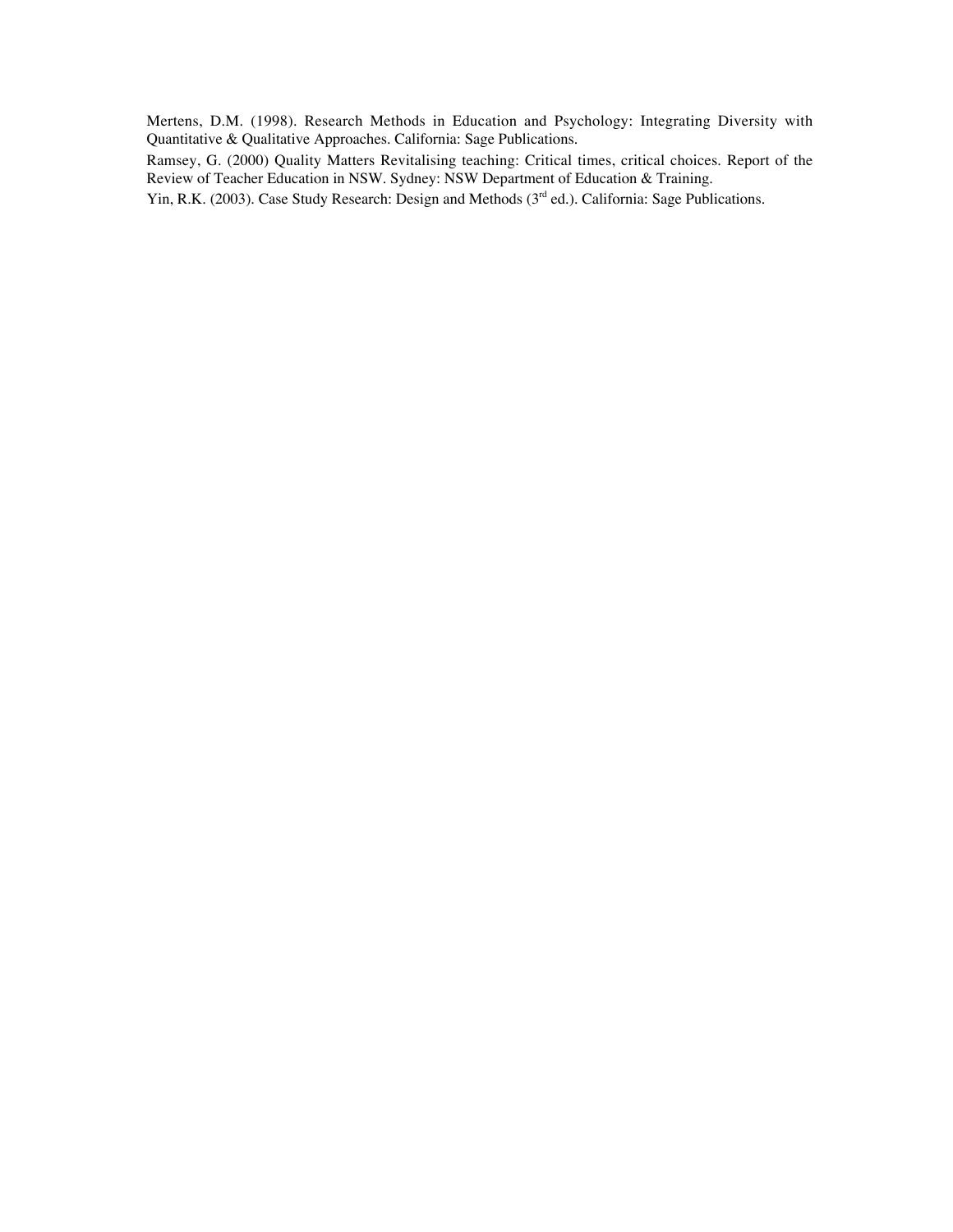Mertens, D.M. (1998). Research Methods in Education and Psychology: Integrating Diversity with Quantitative & Qualitative Approaches. California: Sage Publications.

Ramsey, G. (2000) Quality Matters Revitalising teaching: Critical times, critical choices. Report of the Review of Teacher Education in NSW. Sydney: NSW Department of Education & Training.

Yin, R.K. (2003). Case Study Research: Design and Methods (3rd ed.). California: Sage Publications.